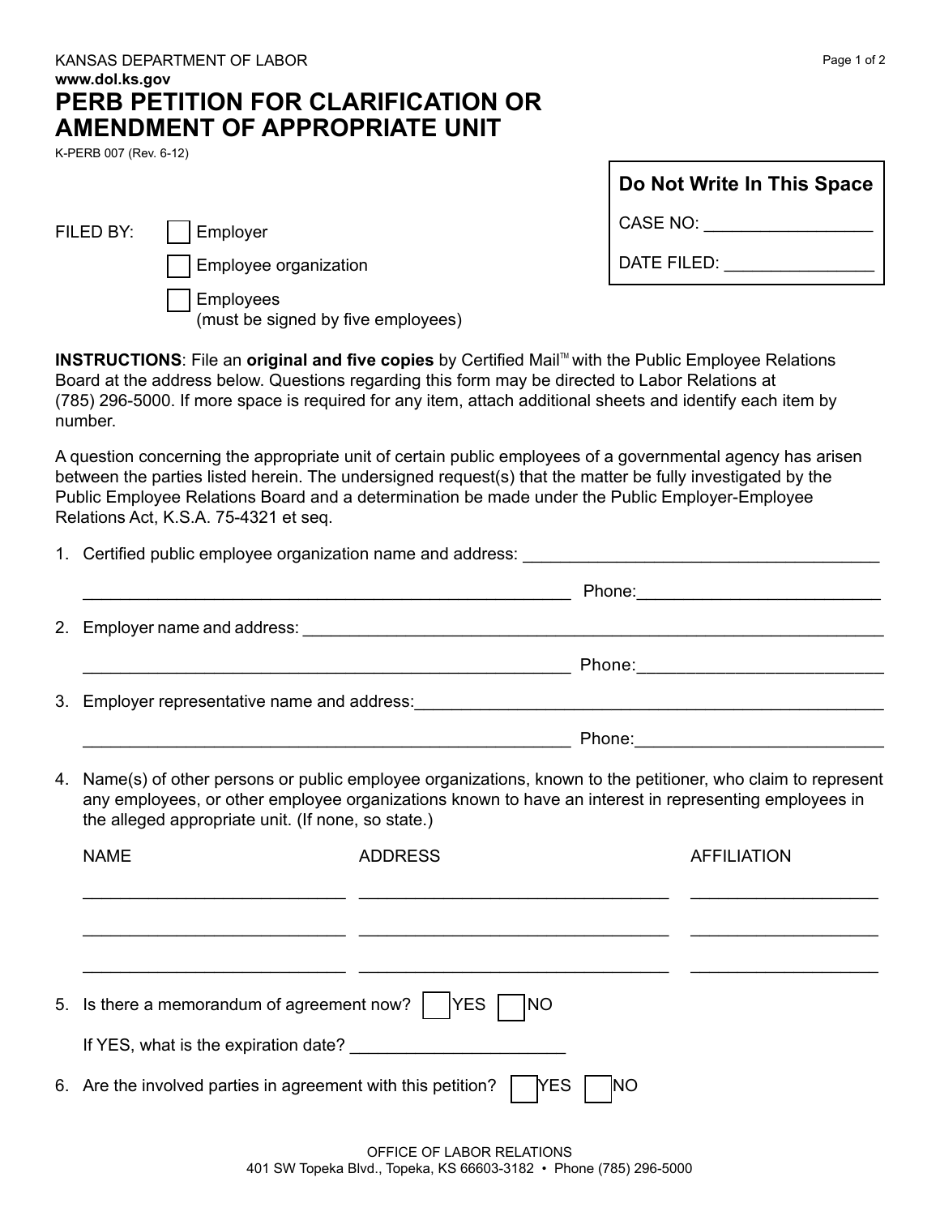KANSAS DEPARTMENT OF LABOR
**www.dol.ks.gov**

# PERB PETITION FOR CLARIFICATION OR AMENDMENT OF APPROPRIATE UNIT

K-PERB 007 (Rev. 6-12)

| Do Not Write In This Space |
| --- |
| CASE NO: _________________ |
| DATE FILED: _______________ |

FILED BY:
- ☐ Employer
- ☐ Employee organization
- ☐ Employees (must be signed by five employees)

**INSTRUCTIONS**: File an **original and five copies** by Certified Mail™ with the Public Employee Relations Board at the address below. Questions regarding this form may be directed to Labor Relations at (785) 296-5000. If more space is required for any item, attach additional sheets and identify each item by number.

A question concerning the appropriate unit of certain public employees of a governmental agency has arisen between the parties listed herein. The undersigned request(s) that the matter be fully investigated by the Public Employee Relations Board and a determination be made under the Public Employer-Employee Relations Act, K.S.A. 75-4321 et seq.

1. Certified public employee organization name and address: ______________________________________

   ____________________________________________________ Phone:__________________________

2. Employer name and address: ______________________________________________________________

   ____________________________________________________ Phone:__________________________

3. Employer representative name and address:_________________________________________________

   ____________________________________________________ Phone:__________________________

4. Name(s) of other persons or public employee organizations, known to the petitioner, who claim to represent any employees, or other employee organizations known to have an interest in representing employees in the alleged appropriate unit. (If none, so state.)

| NAME | ADDRESS | AFFILIATION |
| --- | --- | --- |
| | | |
| | | |
| | | |

5. Is there a memorandum of agreement now? ☐ YES ☐ NO

   If YES, what is the expiration date? ______________________

6. Are the involved parties in agreement with this petition? ☐ YES ☐ NO

OFFICE OF LABOR RELATIONS
401 SW Topeka Blvd., Topeka, KS 66603-3182 • Phone (785) 296-5000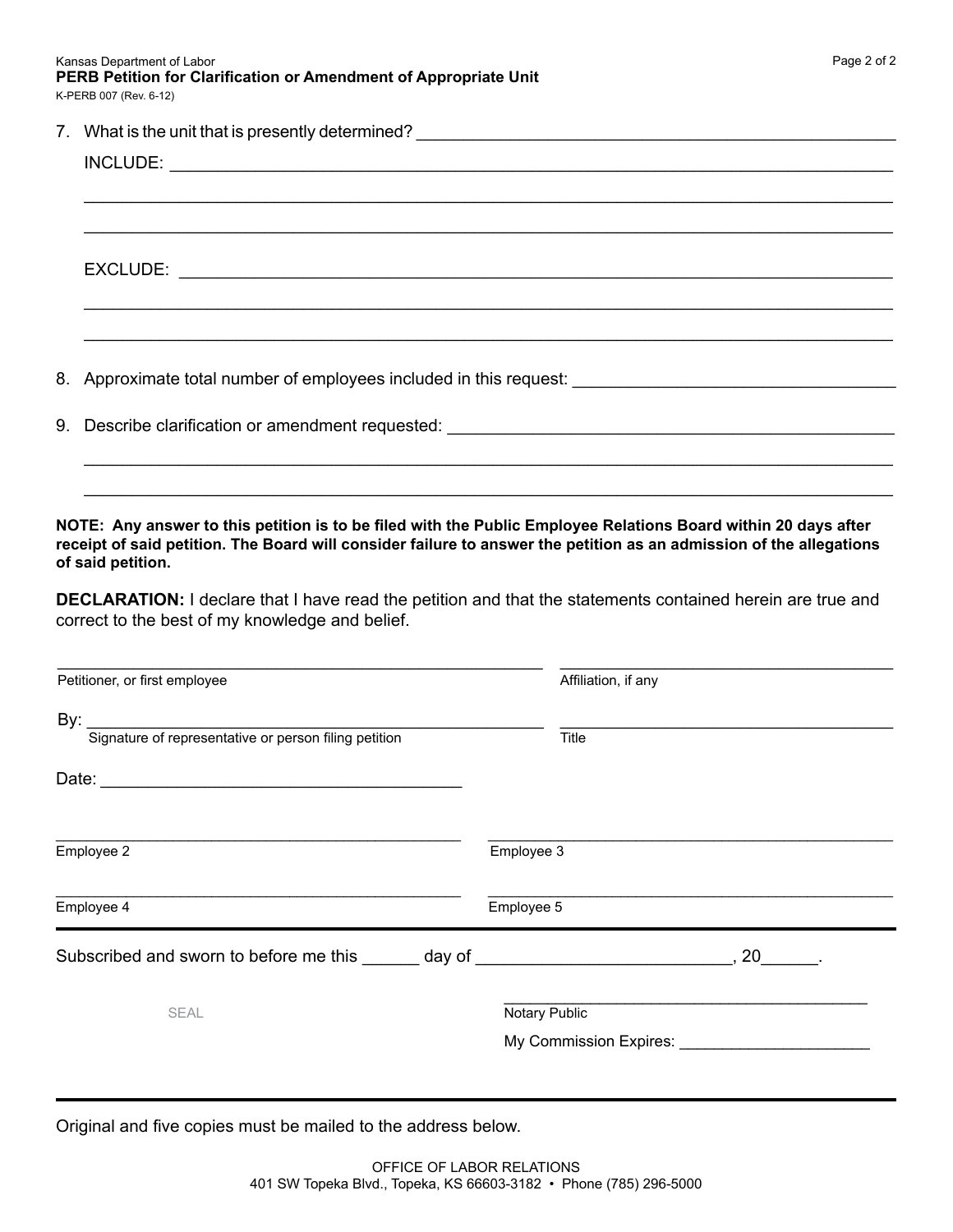Kansas Department of Labor
**PERB Petition for Clarification or Amendment of Appropriate Unit**
K-PERB 007 (Rev. 6-12)

7. What is the unit that is presently determined? ______________________________

   INCLUDE: ______________________________

   ______________________________

   ______________________________

   EXCLUDE: ______________________________

   ______________________________

   ______________________________

8. Approximate total number of employees included in this request: ______________________________

9. Describe clarification or amendment requested: ______________________________

   ______________________________

   ______________________________

**NOTE: Any answer to this petition is to be filed with the Public Employee Relations Board within 20 days after receipt of said petition. The Board will consider failure to answer the petition as an admission of the allegations of said petition.**

**DECLARATION:** I declare that I have read the petition and that the statements contained herein are true and correct to the best of my knowledge and belief.

______________________________ Petitioner, or first employee

______________________________ Affiliation, if any

By: ______________________________ Signature of representative or person filing petition

______________________________ Title

Date: ______________________________

______________________________ Employee 2

______________________________ Employee 3

______________________________ Employee 4

______________________________ Employee 5

---

Subscribed and sworn to before me this ______ day of ______________________________, 20______.

SEAL

______________________________ Notary Public

My Commission Expires: ______________________________

---

Original and five copies must be mailed to the address below.

OFFICE OF LABOR RELATIONS
401 SW Topeka Blvd., Topeka, KS 66603-3182 • Phone (785) 296-5000